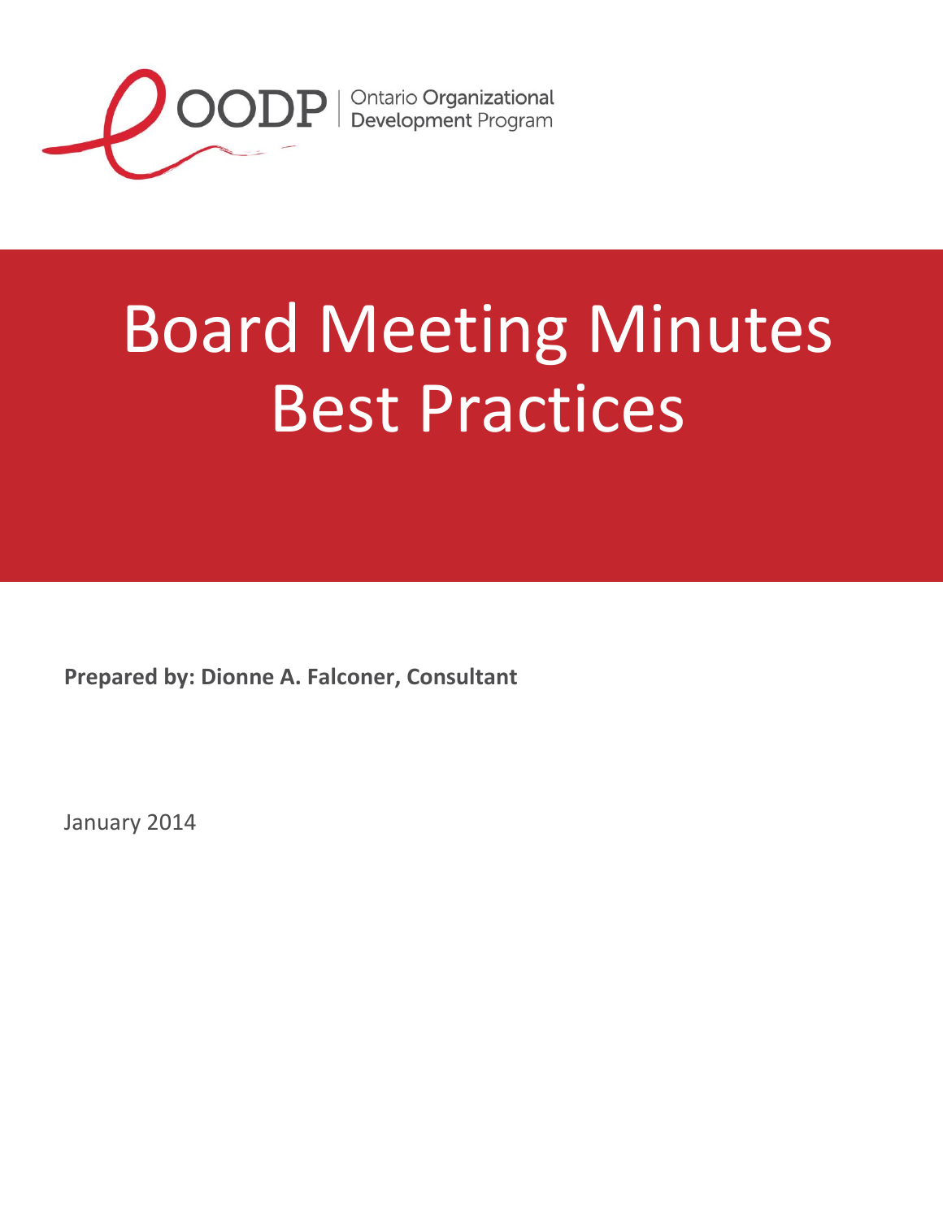OODP | Ontario Organizational Development Program

# Board Meeting Minutes Best Practices

**Prepared by: Dionne A. Falconer, Consultant**

January 2014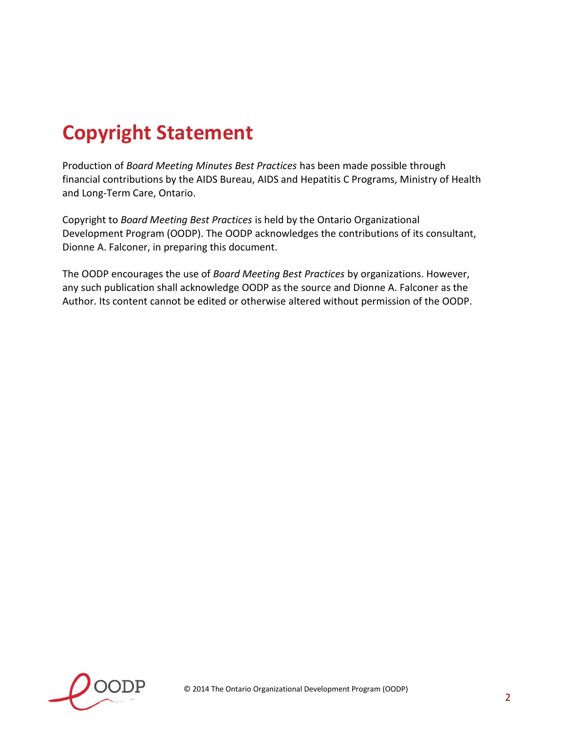# Copyright Statement

Production of *Board Meeting Minutes Best Practices* has been made possible through financial contributions by the AIDS Bureau, AIDS and Hepatitis C Programs, Ministry of Health and Long-Term Care, Ontario.

Copyright to *Board Meeting Best Practices* is held by the Ontario Organizational Development Program (OODP). The OODP acknowledges the contributions of its consultant, Dionne A. Falconer, in preparing this document.

The OODP encourages the use of *Board Meeting Best Practices* by organizations. However, any such publication shall acknowledge OODP as the source and Dionne A. Falconer as the Author. Its content cannot be edited or otherwise altered without permission of the OODP.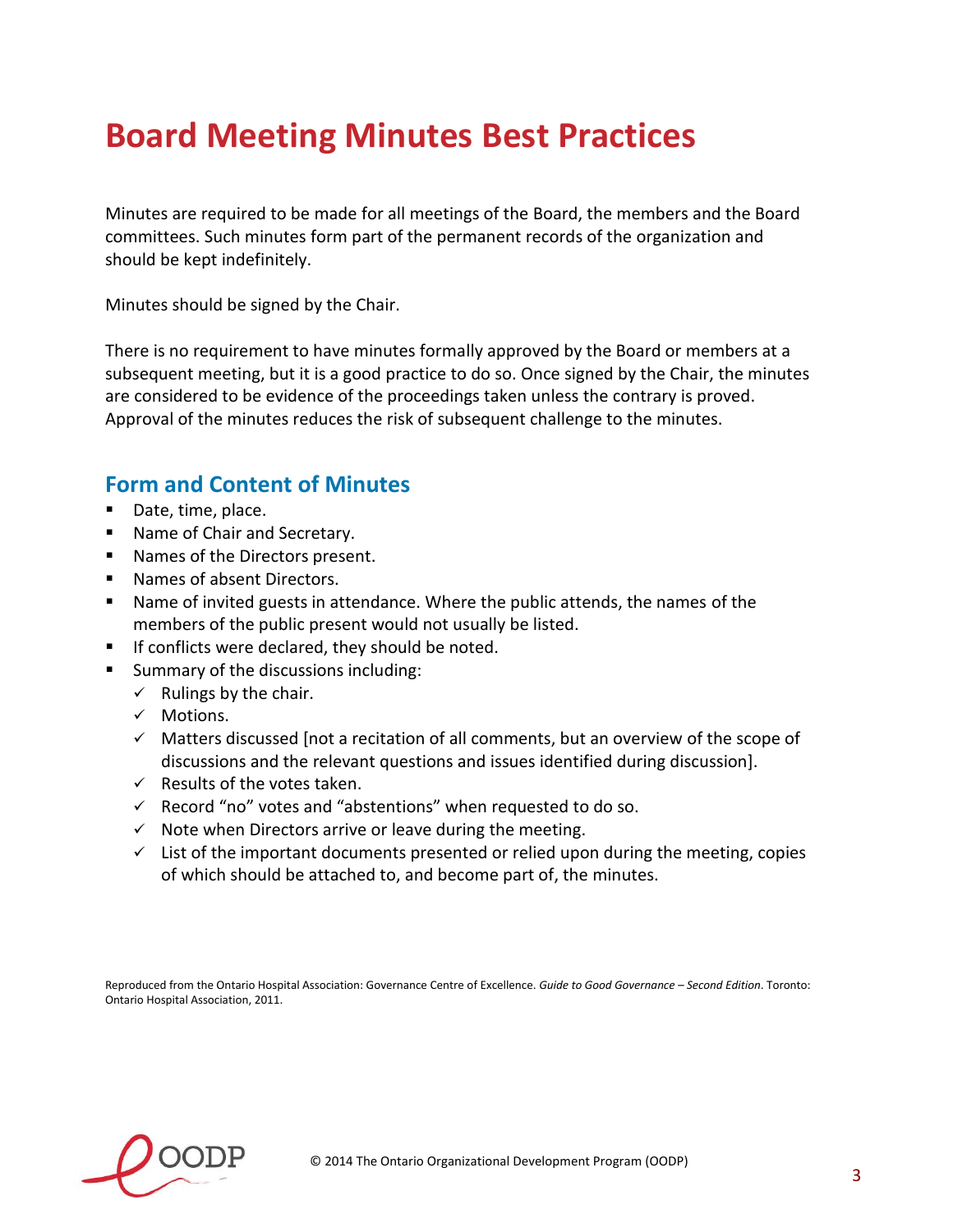# Board Meeting Minutes Best Practices

Minutes are required to be made for all meetings of the Board, the members and the Board committees. Such minutes form part of the permanent records of the organization and should be kept indefinitely.

Minutes should be signed by the Chair.

There is no requirement to have minutes formally approved by the Board or members at a subsequent meeting, but it is a good practice to do so. Once signed by the Chair, the minutes are considered to be evidence of the proceedings taken unless the contrary is proved. Approval of the minutes reduces the risk of subsequent challenge to the minutes.

## Form and Content of Minutes

- Date, time, place.
- Name of Chair and Secretary.
- Names of the Directors present.
- Names of absent Directors.
- Name of invited guests in attendance. Where the public attends, the names of the members of the public present would not usually be listed.
- If conflicts were declared, they should be noted.
- Summary of the discussions including:
  - ✓ Rulings by the chair.
  - ✓ Motions.
  - ✓ Matters discussed [not a recitation of all comments, but an overview of the scope of discussions and the relevant questions and issues identified during discussion].
  - ✓ Results of the votes taken.
  - ✓ Record "no" votes and "abstentions" when requested to do so.
  - ✓ Note when Directors arrive or leave during the meeting.
  - ✓ List of the important documents presented or relied upon during the meeting, copies of which should be attached to, and become part of, the minutes.

Reproduced from the Ontario Hospital Association: Governance Centre of Excellence. *Guide to Good Governance – Second Edition*. Toronto: Ontario Hospital Association, 2011.

© 2014 The Ontario Organizational Development Program (OODP)